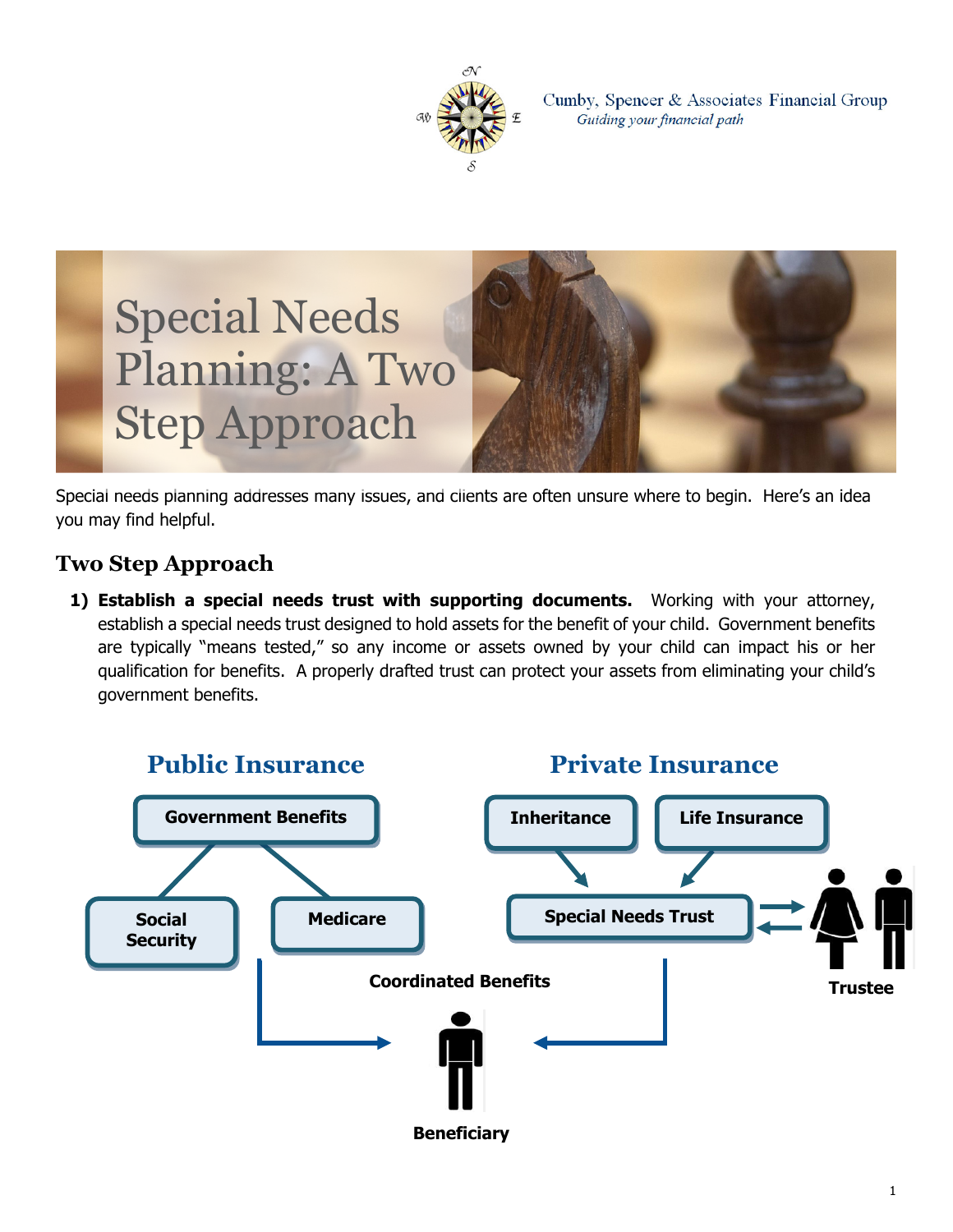Cumby, Spencer & Associates Financial Group
*Guiding your financial path*

# Special Needs Planning: A Two Step Approach

Special needs planning addresses many issues, and clients are often unsure where to begin. Here's an idea you may find helpful.

## Two Step Approach

1) **Establish a special needs trust with supporting documents.** Working with your attorney, establish a special needs trust designed to hold assets for the benefit of your child. Government benefits are typically "means tested," so any income or assets owned by your child can impact his or her qualification for benefits. A properly drafted trust can protect your assets from eliminating your child's government benefits.

**Public Insurance**

**Government Benefits**

**Social Security**

**Medicare**

**Private Insurance**

**Inheritance**

**Life Insurance**

**Special Needs Trust**

**Trustee**

**Coordinated Benefits**

**Beneficiary**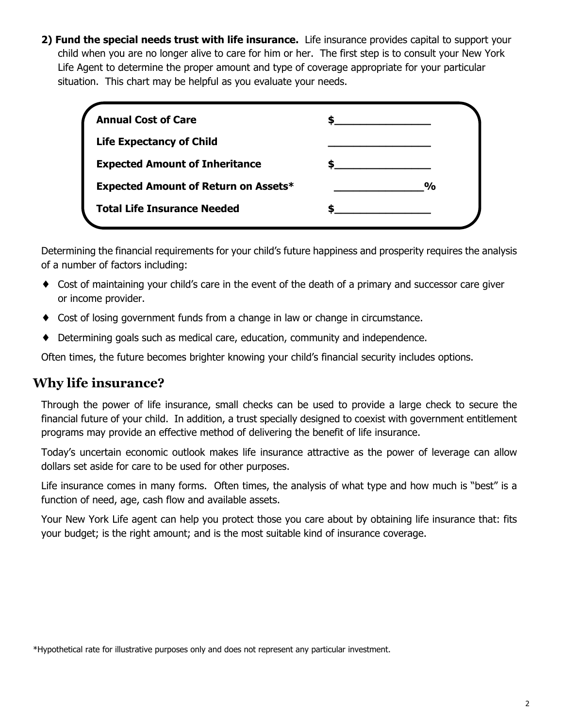**2) Fund the special needs trust with life insurance.** Life insurance provides capital to support your child when you are no longer alive to care for him or her. The first step is to consult your New York Life Agent to determine the proper amount and type of coverage appropriate for your particular situation. This chart may be helpful as you evaluate your needs.

| | |
|---|---|
| **Annual Cost of Care** | $_______________ |
| **Life Expectancy of Child** | ________________ |
| **Expected Amount of Inheritance** | $_______________ |
| **Expected Amount of Return on Assets*** | ______________% |
| **Total Life Insurance Needed** | $_______________ |

Determining the financial requirements for your child's future happiness and prosperity requires the analysis of a number of factors including:

- Cost of maintaining your child's care in the event of the death of a primary and successor care giver or income provider.
- Cost of losing government funds from a change in law or change in circumstance.
- Determining goals such as medical care, education, community and independence.

Often times, the future becomes brighter knowing your child's financial security includes options.

## Why life insurance?

Through the power of life insurance, small checks can be used to provide a large check to secure the financial future of your child. In addition, a trust specially designed to coexist with government entitlement programs may provide an effective method of delivering the benefit of life insurance.

Today's uncertain economic outlook makes life insurance attractive as the power of leverage can allow dollars set aside for care to be used for other purposes.

Life insurance comes in many forms. Often times, the analysis of what type and how much is "best" is a function of need, age, cash flow and available assets.

Your New York Life agent can help you protect those you care about by obtaining life insurance that: fits your budget; is the right amount; and is the most suitable kind of insurance coverage.

*Hypothetical rate for illustrative purposes only and does not represent any particular investment.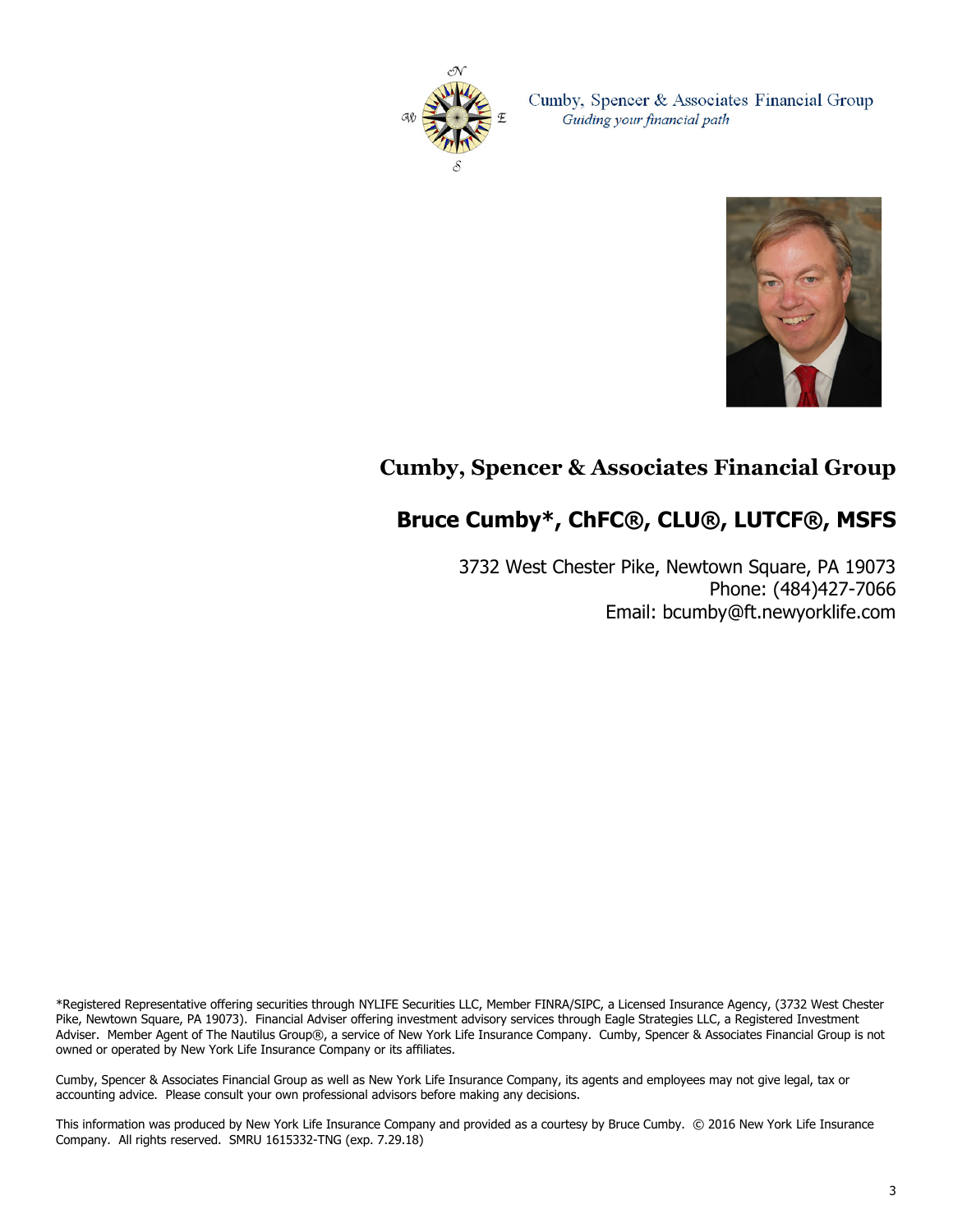Cumby, Spencer & Associates Financial Group
*Guiding your financial path*

## Cumby, Spencer & Associates Financial Group

### Bruce Cumby*, ChFC®, CLU®, LUTCF®, MSFS

3732 West Chester Pike, Newtown Square, PA 19073
Phone: (484)427-7066
Email: bcumby@ft.newyorklife.com

*Registered Representative offering securities through NYLIFE Securities LLC, Member FINRA/SIPC, a Licensed Insurance Agency, (3732 West Chester Pike, Newtown Square, PA 19073). Financial Adviser offering investment advisory services through Eagle Strategies LLC, a Registered Investment Adviser. Member Agent of The Nautilus Group®, a service of New York Life Insurance Company. Cumby, Spencer & Associates Financial Group is not owned or operated by New York Life Insurance Company or its affiliates.

Cumby, Spencer & Associates Financial Group as well as New York Life Insurance Company, its agents and employees may not give legal, tax or accounting advice. Please consult your own professional advisors before making any decisions.

This information was produced by New York Life Insurance Company and provided as a courtesy by Bruce Cumby. © 2016 New York Life Insurance Company. All rights reserved. SMRU 1615332-TNG (exp. 7.29.18)